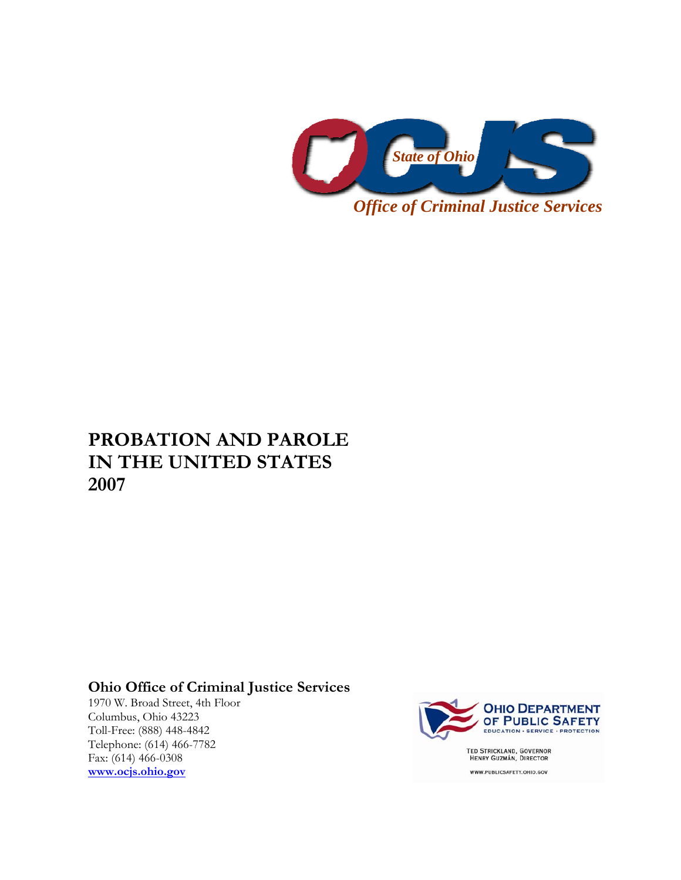State of Ohio

OCJS

*Office of Criminal Justice Services*

# PROBATION AND PAROLE IN THE UNITED STATES 2007

**Ohio Office of Criminal Justice Services**

1970 W. Broad Street, 4th Floor
Columbus, Ohio 43223
Toll-Free: (888) 448-4842
Telephone: (614) 466-7782
Fax: (614) 466-0308
**www.ocjs.ohio.gov**

OHIO DEPARTMENT OF PUBLIC SAFETY
EDUCATION • SERVICE • PROTECTION

TED STRICKLAND, GOVERNOR
HENRY GUZMÁN, DIRECTOR

WWW.PUBLICSAFETY.OHIO.GOV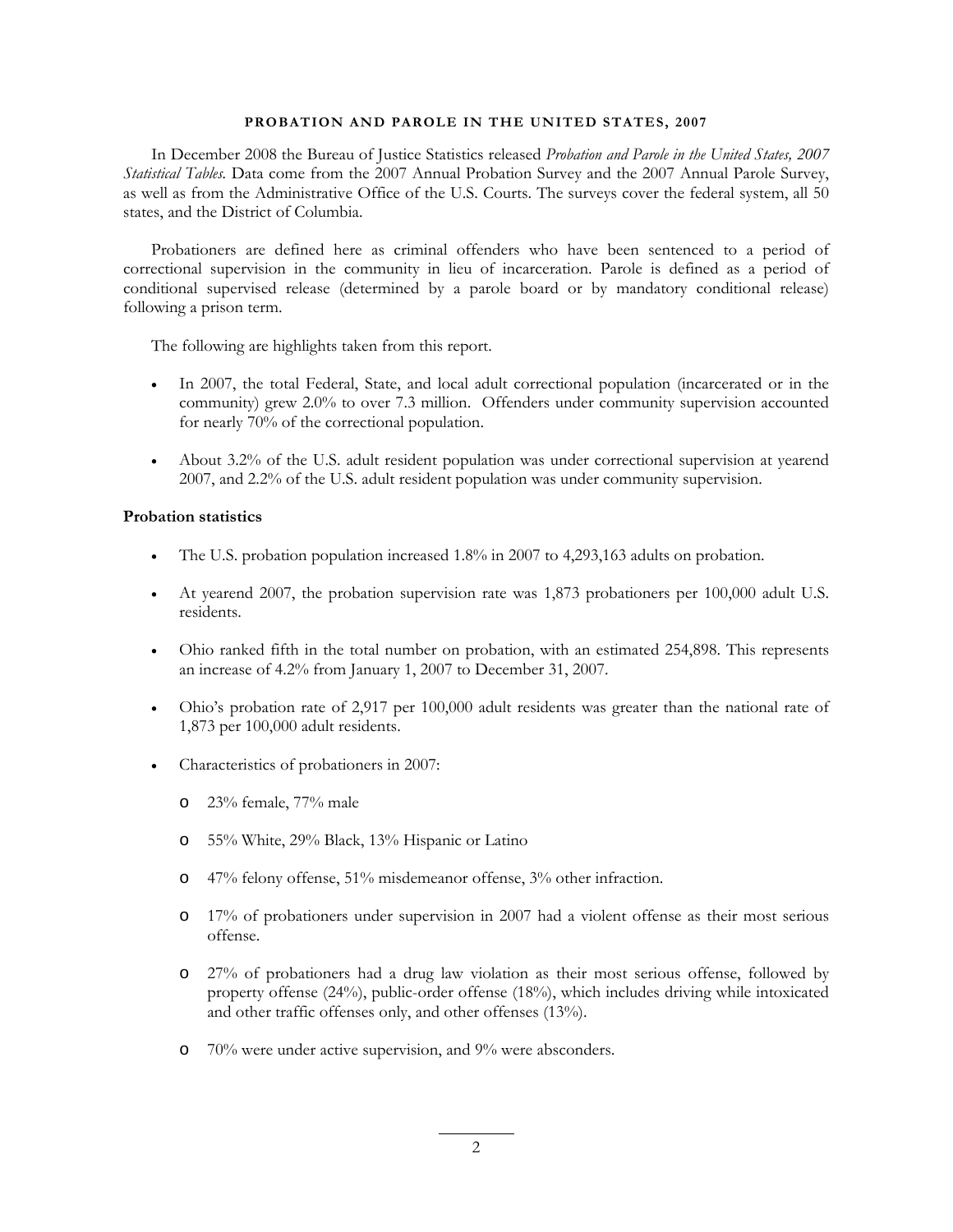# PROBATION AND PAROLE IN THE UNITED STATES, 2007

In December 2008 the Bureau of Justice Statistics released *Probation and Parole in the United States, 2007 Statistical Tables*. Data come from the 2007 Annual Probation Survey and the 2007 Annual Parole Survey, as well as from the Administrative Office of the U.S. Courts. The surveys cover the federal system, all 50 states, and the District of Columbia.

Probationers are defined here as criminal offenders who have been sentenced to a period of correctional supervision in the community in lieu of incarceration. Parole is defined as a period of conditional supervised release (determined by a parole board or by mandatory conditional release) following a prison term.

The following are highlights taken from this report.

- In 2007, the total Federal, State, and local adult correctional population (incarcerated or in the community) grew 2.0% to over 7.3 million. Offenders under community supervision accounted for nearly 70% of the correctional population.
- About 3.2% of the U.S. adult resident population was under correctional supervision at yearend 2007, and 2.2% of the U.S. adult resident population was under community supervision.

**Probation statistics**

- The U.S. probation population increased 1.8% in 2007 to 4,293,163 adults on probation.
- At yearend 2007, the probation supervision rate was 1,873 probationers per 100,000 adult U.S. residents.
- Ohio ranked fifth in the total number on probation, with an estimated 254,898. This represents an increase of 4.2% from January 1, 2007 to December 31, 2007.
- Ohio's probation rate of 2,917 per 100,000 adult residents was greater than the national rate of 1,873 per 100,000 adult residents.
- Characteristics of probationers in 2007:
  - 23% female, 77% male
  - 55% White, 29% Black, 13% Hispanic or Latino
  - 47% felony offense, 51% misdemeanor offense, 3% other infraction.
  - 17% of probationers under supervision in 2007 had a violent offense as their most serious offense.
  - 27% of probationers had a drug law violation as their most serious offense, followed by property offense (24%), public-order offense (18%), which includes driving while intoxicated and other traffic offenses only, and other offenses (13%).
  - 70% were under active supervision, and 9% were absconders.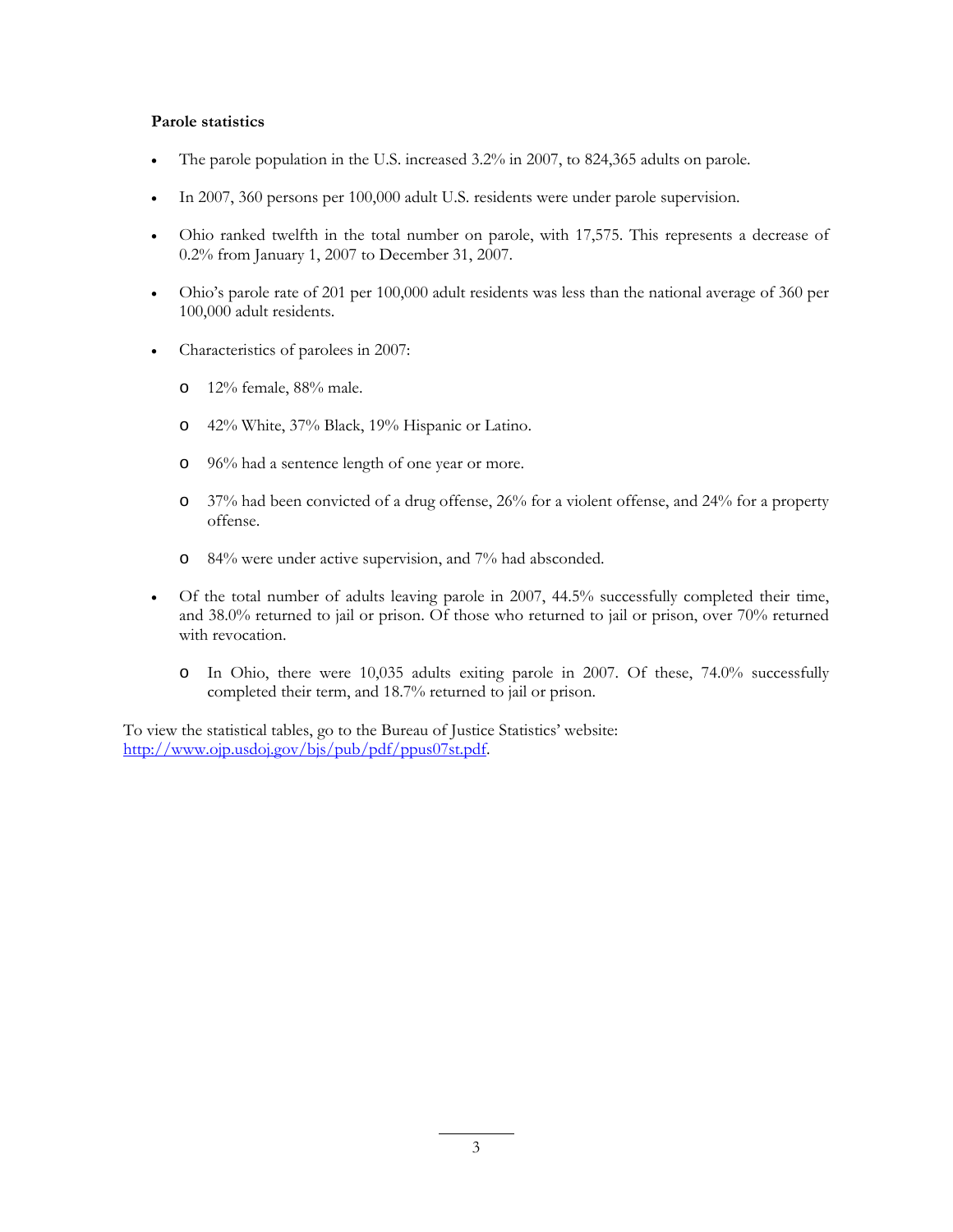**Parole statistics**

- The parole population in the U.S. increased 3.2% in 2007, to 824,365 adults on parole.
- In 2007, 360 persons per 100,000 adult U.S. residents were under parole supervision.
- Ohio ranked twelfth in the total number on parole, with 17,575. This represents a decrease of 0.2% from January 1, 2007 to December 31, 2007.
- Ohio's parole rate of 201 per 100,000 adult residents was less than the national average of 360 per 100,000 adult residents.
- Characteristics of parolees in 2007:
  - 12% female, 88% male.
  - 42% White, 37% Black, 19% Hispanic or Latino.
  - 96% had a sentence length of one year or more.
  - 37% had been convicted of a drug offense, 26% for a violent offense, and 24% for a property offense.
  - 84% were under active supervision, and 7% had absconded.
- Of the total number of adults leaving parole in 2007, 44.5% successfully completed their time, and 38.0% returned to jail or prison. Of those who returned to jail or prison, over 70% returned with revocation.
  - In Ohio, there were 10,035 adults exiting parole in 2007. Of these, 74.0% successfully completed their term, and 18.7% returned to jail or prison.

To view the statistical tables, go to the Bureau of Justice Statistics' website: [http://www.ojp.usdoj.gov/bjs/pub/pdf/ppus07st.pdf](http://www.ojp.usdoj.gov/bjs/pub/pdf/ppus07st.pdf).